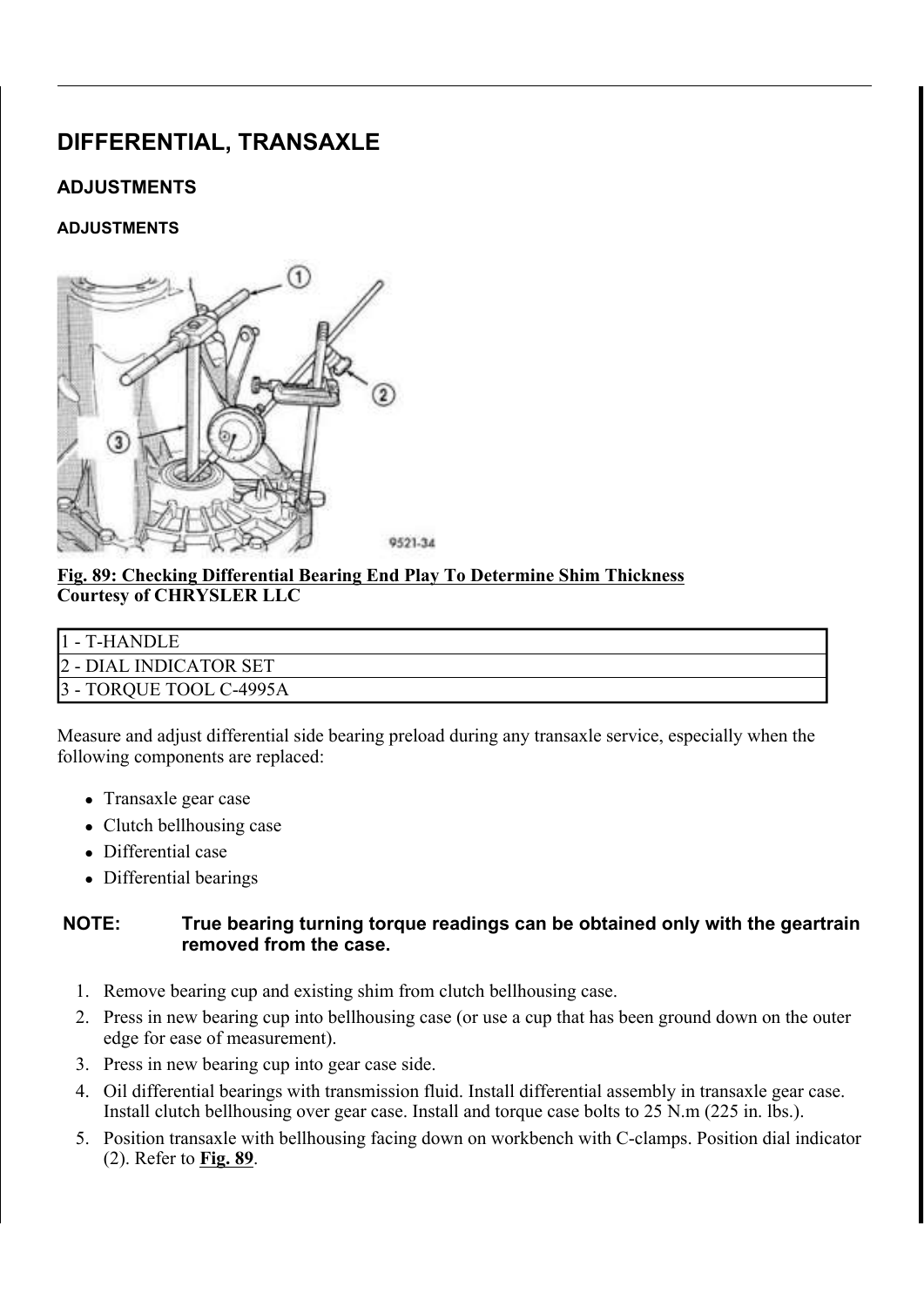# DIFFERENTIAL, TRANSAXLE

## ADJUSTMENTS

### ADJUSTMENTS

**Fig. 89: Checking Differential Bearing End Play To Determine Shim Thickness**
**Courtesy of CHRYSLER LLC**

| 1 - T-HANDLE |
|---|
| 2 - DIAL INDICATOR SET |
| 3 - TORQUE TOOL C-4995A |

Measure and adjust differential side bearing preload during any transaxle service, especially when the following components are replaced:

- Transaxle gear case
- Clutch bellhousing case
- Differential case
- Differential bearings

**NOTE: True bearing turning torque readings can be obtained only with the geartrain removed from the case.**

1. Remove bearing cup and existing shim from clutch bellhousing case.
2. Press in new bearing cup into bellhousing case (or use a cup that has been ground down on the outer edge for ease of measurement).
3. Press in new bearing cup into gear case side.
4. Oil differential bearings with transmission fluid. Install differential assembly in transaxle gear case. Install clutch bellhousing over gear case. Install and torque case bolts to 25 N.m (225 in. lbs.).
5. Position transaxle with bellhousing facing down on workbench with C-clamps. Position dial indicator (2). Refer to **Fig. 89**.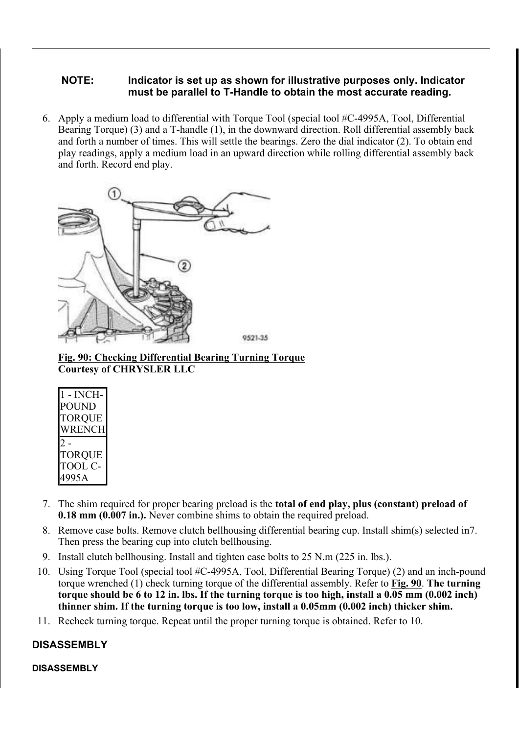**NOTE:** **Indicator is set up as shown for illustrative purposes only. Indicator must be parallel to T-Handle to obtain the most accurate reading.**

6. Apply a medium load to differential with Torque Tool (special tool #C-4995A, Tool, Differential Bearing Torque) (3) and a T-handle (1), in the downward direction. Roll differential assembly back and forth a number of times. This will settle the bearings. Zero the dial indicator (2). To obtain end play readings, apply a medium load in an upward direction while rolling differential assembly back and forth. Record end play.

**Fig. 90: Checking Differential Bearing Turning Torque**
**Courtesy of CHRYSLER LLC**

| 1 - INCH-POUND TORQUE WRENCH |
| --- |
| 2 - TORQUE TOOL C-4995A |

7. The shim required for proper bearing preload is the **total of end play, plus (constant) preload of 0.18 mm (0.007 in.).** Never combine shims to obtain the required preload.
8. Remove case bolts. Remove clutch bellhousing differential bearing cup. Install shim(s) selected in7. Then press the bearing cup into clutch bellhousing.
9. Install clutch bellhousing. Install and tighten case bolts to 25 N.m (225 in. lbs.).
10. Using Torque Tool (special tool #C-4995A, Tool, Differential Bearing Torque) (2) and an inch-pound torque wrenched (1) check turning torque of the differential assembly. Refer to **Fig. 90**. **The turning torque should be 6 to 12 in. lbs. If the turning torque is too high, install a 0.05 mm (0.002 inch) thinner shim. If the turning torque is too low, install a 0.05mm (0.002 inch) thicker shim.**
11. Recheck turning torque. Repeat until the proper turning torque is obtained. Refer to 10.

## DISASSEMBLY

#### DISASSEMBLY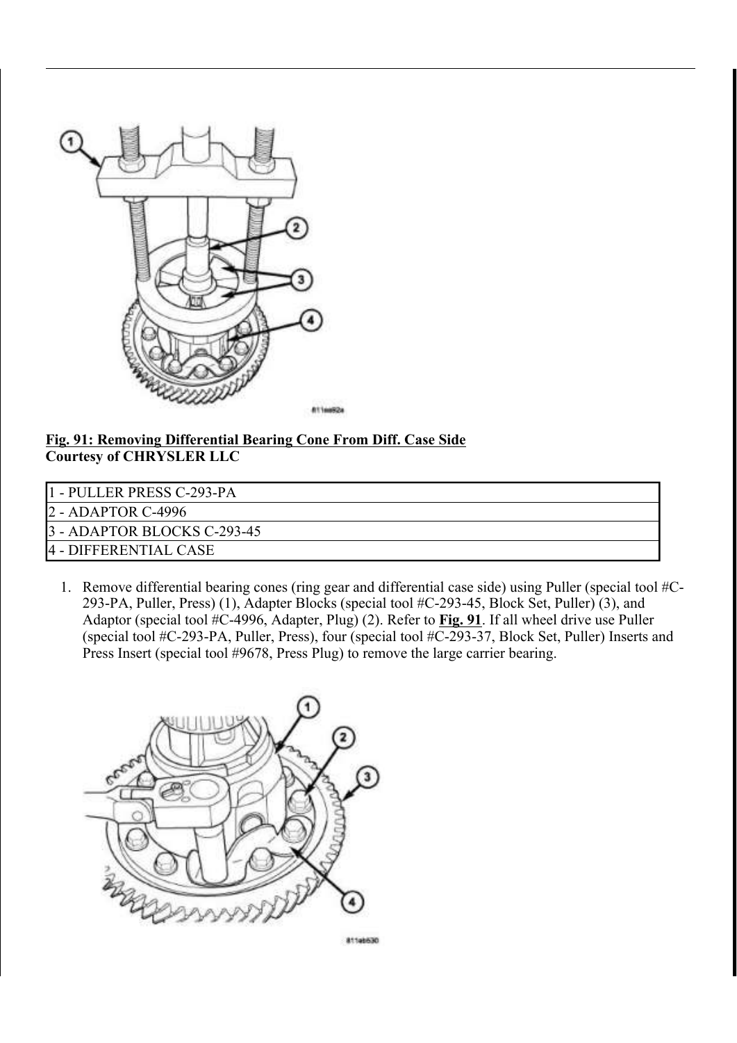**Fig. 91: Removing Differential Bearing Cone From Diff. Case Side**
**Courtesy of CHRYSLER LLC**

| |
|---|
| 1 - PULLER PRESS C-293-PA |
| 2 - ADAPTOR C-4996 |
| 3 - ADAPTOR BLOCKS C-293-45 |
| 4 - DIFFERENTIAL CASE |

1. Remove differential bearing cones (ring gear and differential case side) using Puller (special tool #C-293-PA, Puller, Press) (1), Adapter Blocks (special tool #C-293-45, Block Set, Puller) (3), and Adaptor (special tool #C-4996, Adapter, Plug) (2). Refer to **Fig. 91**. If all wheel drive use Puller (special tool #C-293-PA, Puller, Press), four (special tool #C-293-37, Block Set, Puller) Inserts and Press Insert (special tool #9678, Press Plug) to remove the large carrier bearing.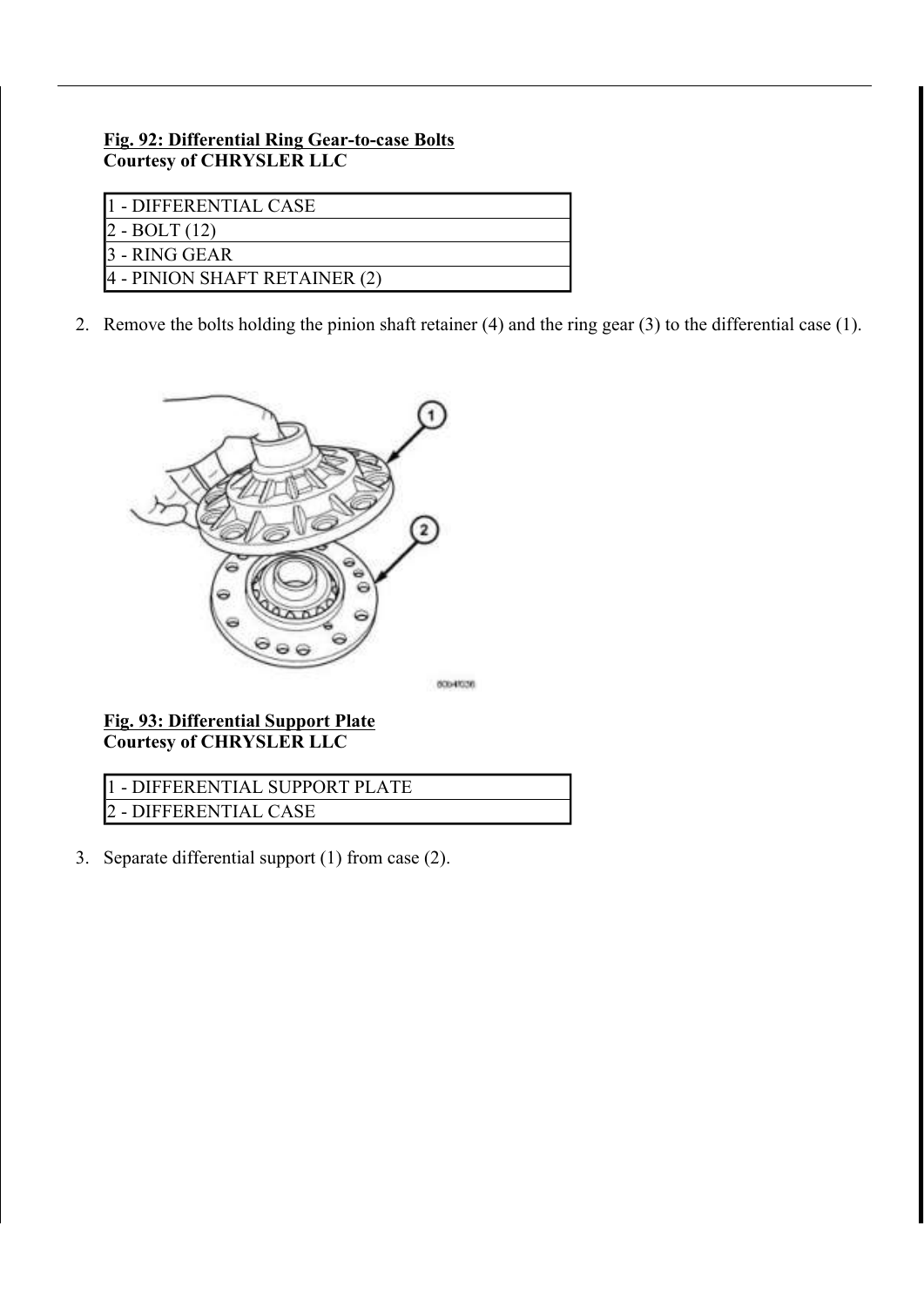**Fig. 92: Differential Ring Gear-to-case Bolts**
**Courtesy of CHRYSLER LLC**

| 1 - DIFFERENTIAL CASE |
| --- |
| 2 - BOLT (12) |
| 3 - RING GEAR |
| 4 - PINION SHAFT RETAINER (2) |

2. Remove the bolts holding the pinion shaft retainer (4) and the ring gear (3) to the differential case (1).

**Fig. 93: Differential Support Plate**
**Courtesy of CHRYSLER LLC**

| 1 - DIFFERENTIAL SUPPORT PLATE |
| --- |
| 2 - DIFFERENTIAL CASE |

3. Separate differential support (1) from case (2).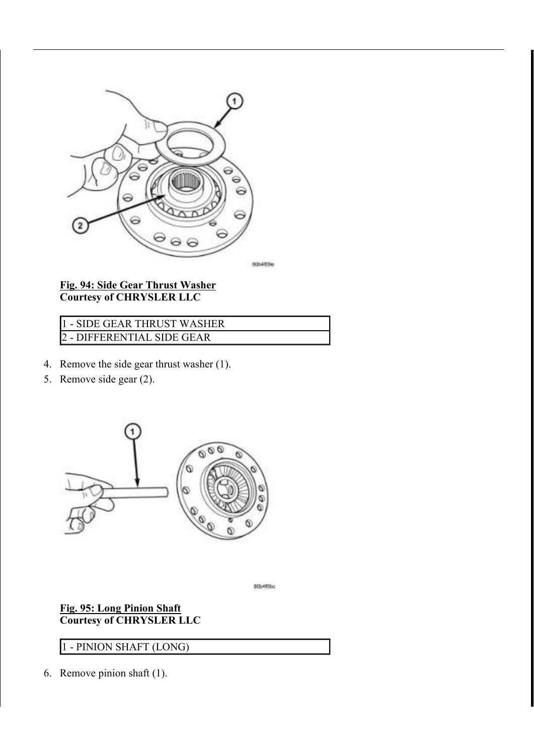**Fig. 94: Side Gear Thrust Washer**
**Courtesy of CHRYSLER LLC**

| 1 - SIDE GEAR THRUST WASHER |
|---|
| 2 - DIFFERENTIAL SIDE GEAR |

4. Remove the side gear thrust washer (1).
5. Remove side gear (2).

**Fig. 95: Long Pinion Shaft**
**Courtesy of CHRYSLER LLC**

| 1 - PINION SHAFT (LONG) |
|---|

6. Remove pinion shaft (1).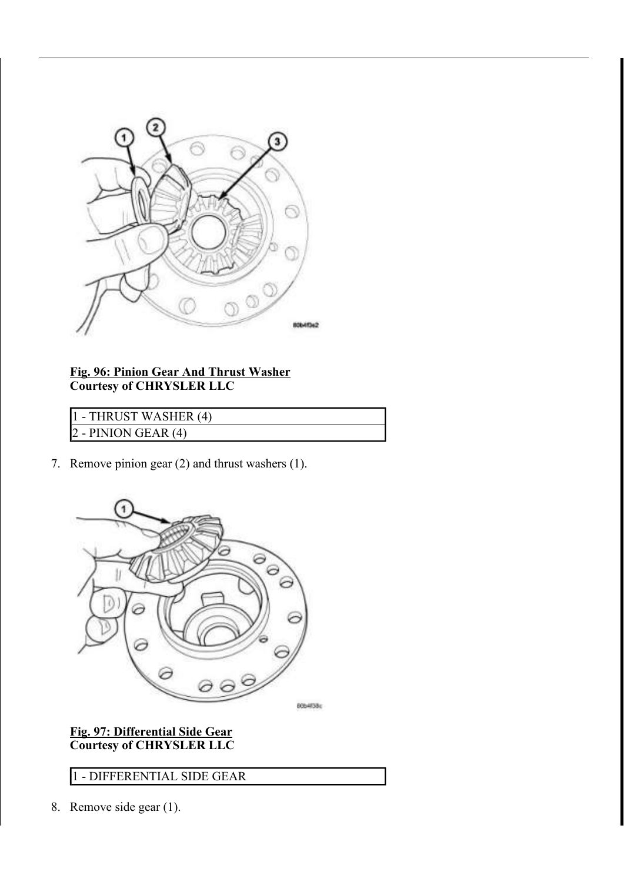**Fig. 96: Pinion Gear And Thrust Washer**
**Courtesy of CHRYSLER LLC**

| 1 - THRUST WASHER (4) |
|---|
| 2 - PINION GEAR (4) |

7. Remove pinion gear (2) and thrust washers (1).

**Fig. 97: Differential Side Gear**
**Courtesy of CHRYSLER LLC**

| 1 - DIFFERENTIAL SIDE GEAR |
|---|

8. Remove side gear (1).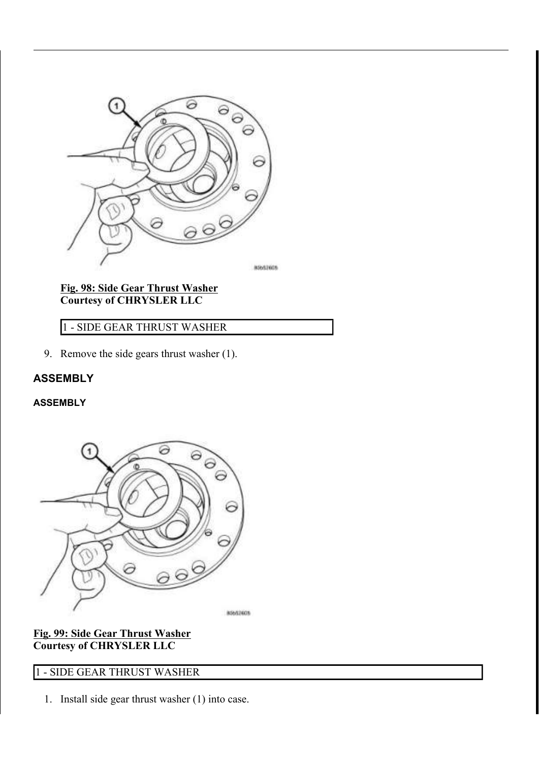**Fig. 98: Side Gear Thrust Washer**
**Courtesy of CHRYSLER LLC**

| 1 - SIDE GEAR THRUST WASHER |
| --- |

9. Remove the side gears thrust washer (1).

## ASSEMBLY

### ASSEMBLY

**Fig. 99: Side Gear Thrust Washer**
**Courtesy of CHRYSLER LLC**

| 1 - SIDE GEAR THRUST WASHER |
| --- |

1. Install side gear thrust washer (1) into case.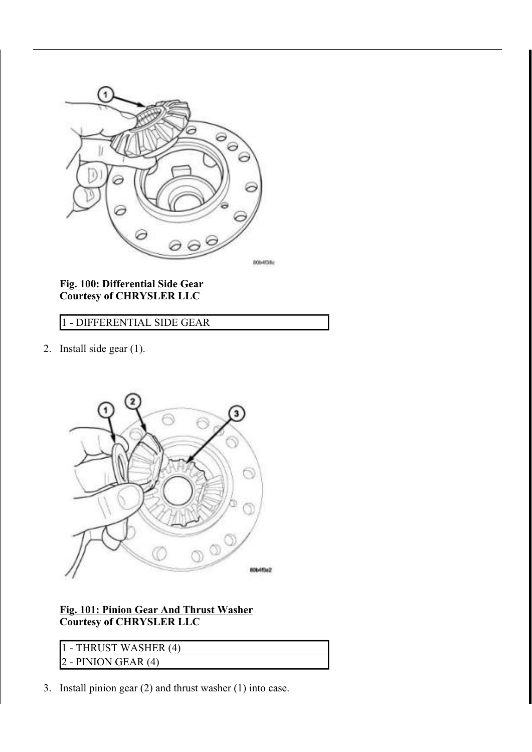**Fig. 100: Differential Side Gear**
**Courtesy of CHRYSLER LLC**

| 1 - DIFFERENTIAL SIDE GEAR |
|---|

2. Install side gear (1).

**Fig. 101: Pinion Gear And Thrust Washer**
**Courtesy of CHRYSLER LLC**

| 1 - THRUST WASHER (4) |
|---|
| 2 - PINION GEAR (4) |

3. Install pinion gear (2) and thrust washer (1) into case.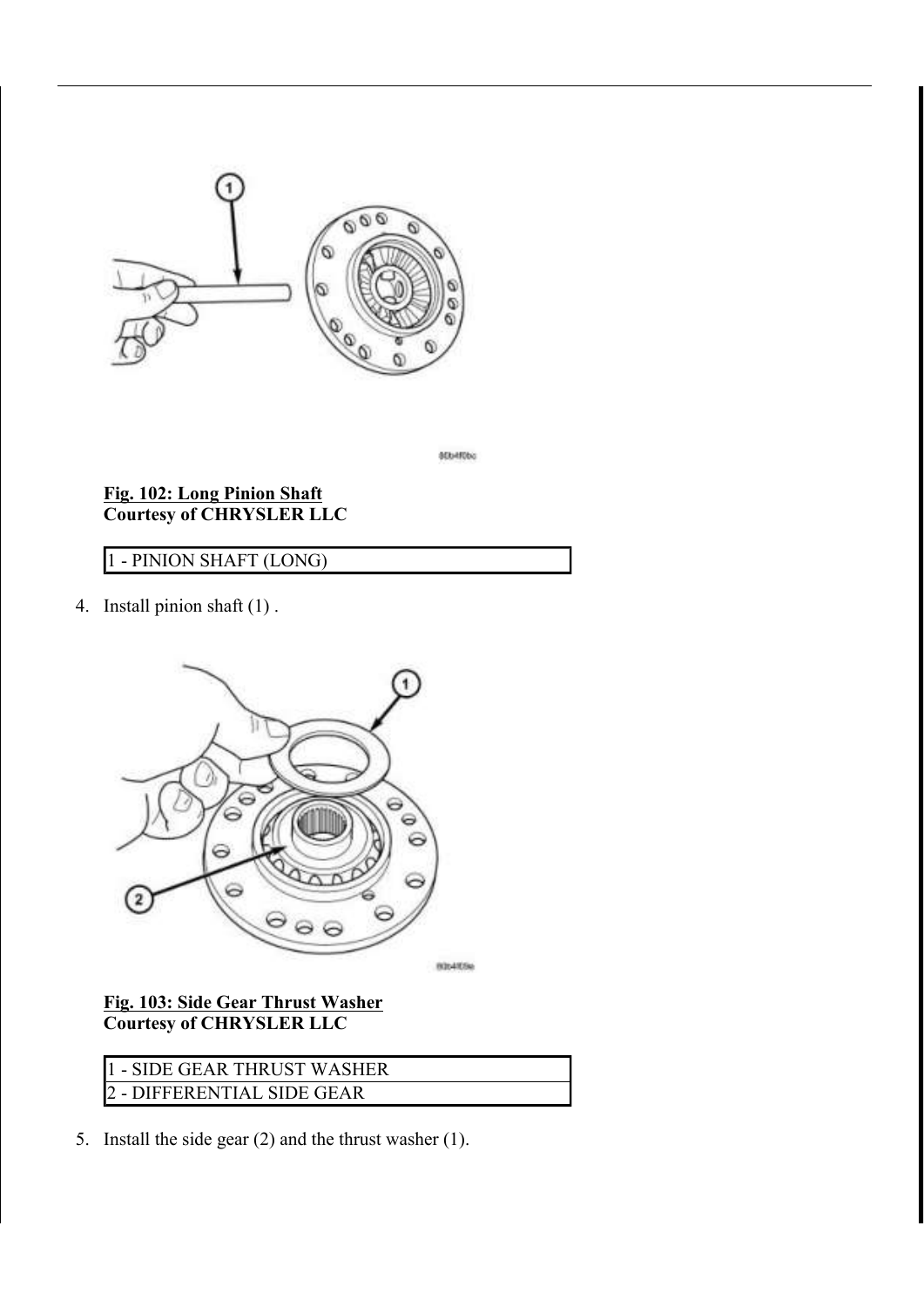**Fig. 102: Long Pinion Shaft**
**Courtesy of CHRYSLER LLC**

| 1 - PINION SHAFT (LONG) |
|---|

4. Install pinion shaft (1) .

**Fig. 103: Side Gear Thrust Washer**
**Courtesy of CHRYSLER LLC**

| 1 - SIDE GEAR THRUST WASHER |
|---|
| 2 - DIFFERENTIAL SIDE GEAR |

5. Install the side gear (2) and the thrust washer (1).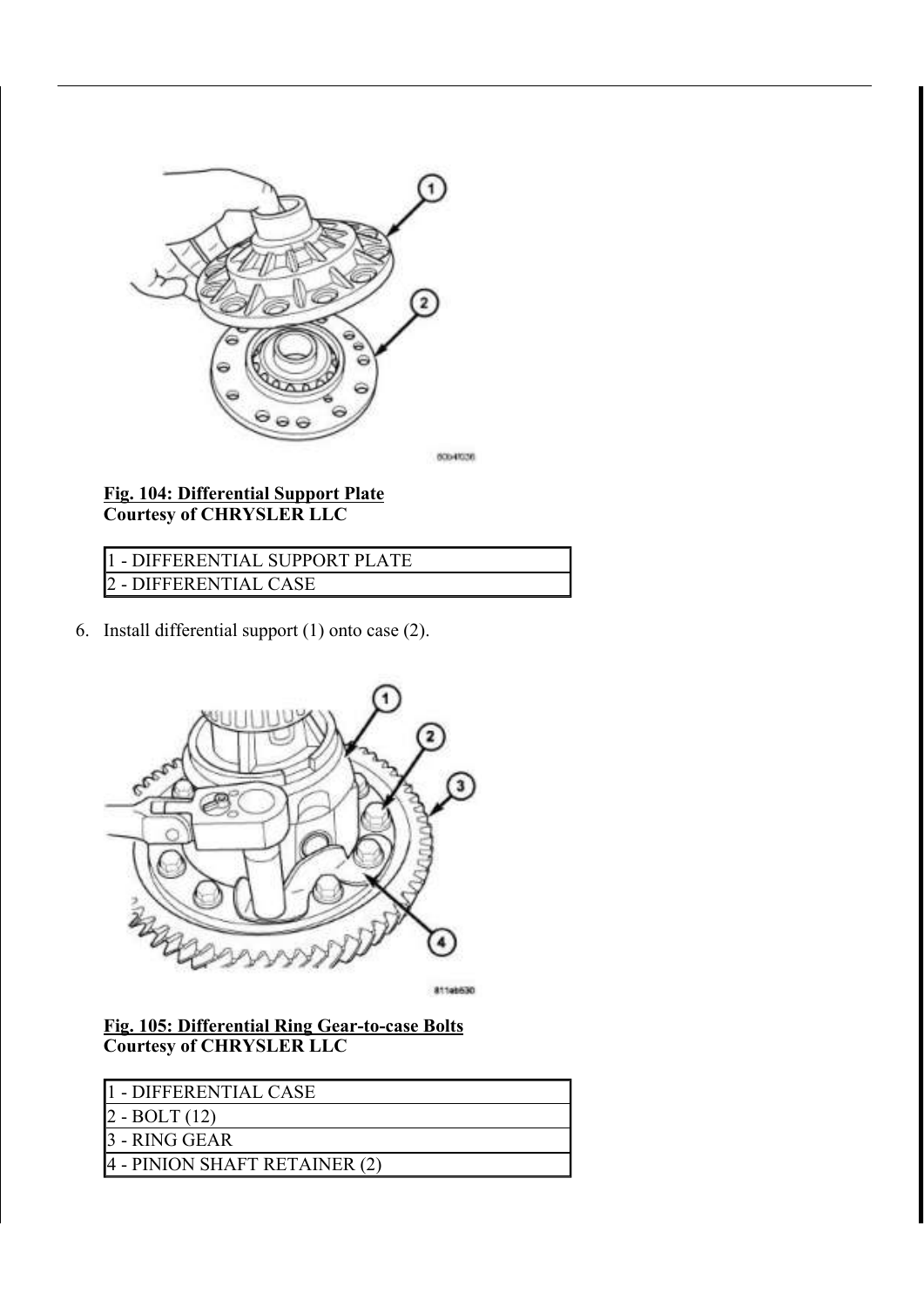**Fig. 104: Differential Support Plate**
**Courtesy of CHRYSLER LLC**

| 1 - DIFFERENTIAL SUPPORT PLATE |
|---|
| 2 - DIFFERENTIAL CASE |

6. Install differential support (1) onto case (2).

**Fig. 105: Differential Ring Gear-to-case Bolts**
**Courtesy of CHRYSLER LLC**

| 1 - DIFFERENTIAL CASE |
|---|
| 2 - BOLT (12) |
| 3 - RING GEAR |
| 4 - PINION SHAFT RETAINER (2) |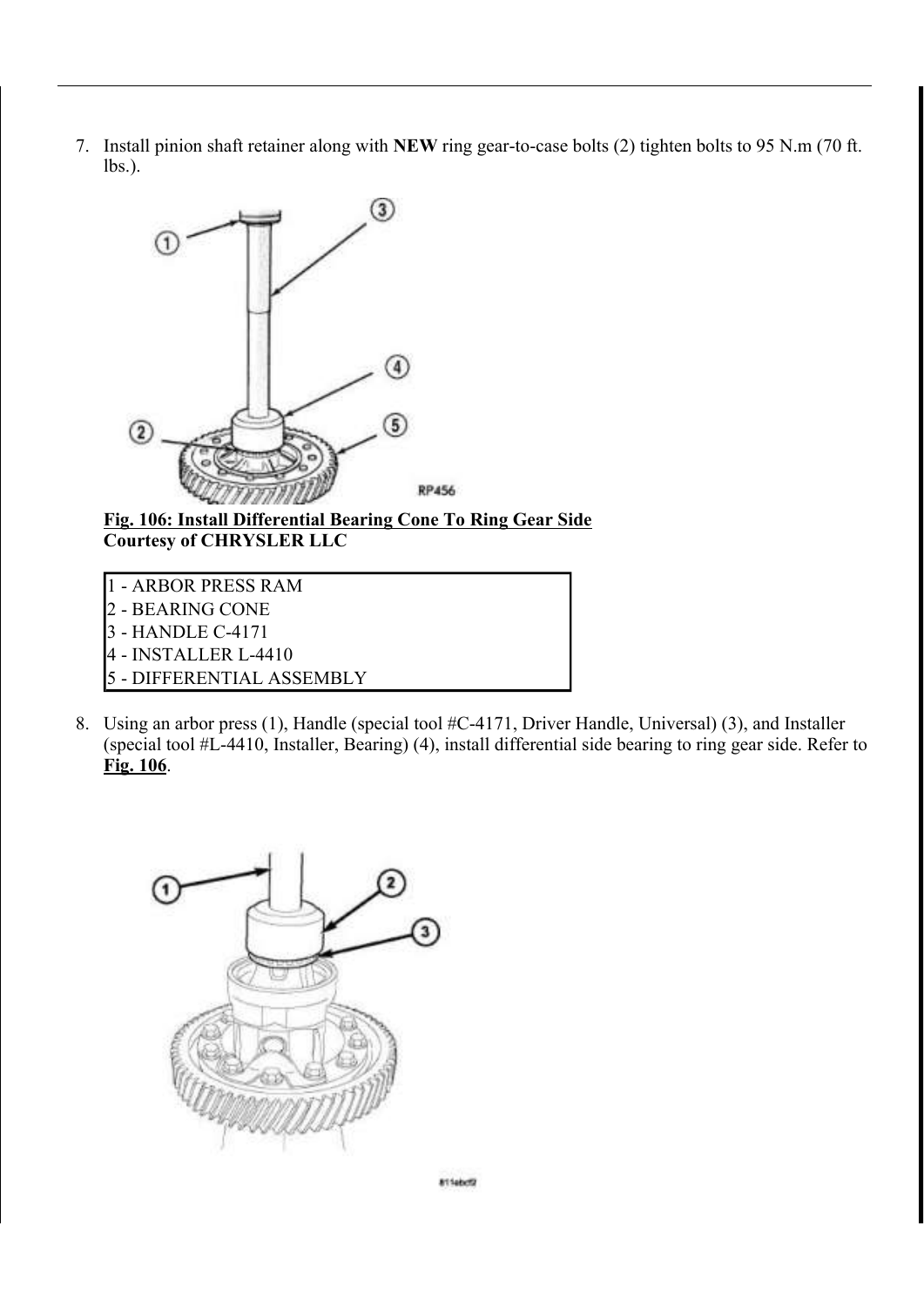7. Install pinion shaft retainer along with **NEW** ring gear-to-case bolts (2) tighten bolts to 95 N.m (70 ft. lbs.).

**Fig. 106: Install Differential Bearing Cone To Ring Gear Side**
**Courtesy of CHRYSLER LLC**

| |
|---|
| 1 - ARBOR PRESS RAM |
| 2 - BEARING CONE |
| 3 - HANDLE C-4171 |
| 4 - INSTALLER L-4410 |
| 5 - DIFFERENTIAL ASSEMBLY |

8. Using an arbor press (1), Handle (special tool #C-4171, Driver Handle, Universal) (3), and Installer (special tool #L-4410, Installer, Bearing) (4), install differential side bearing to ring gear side. Refer to **Fig. 106**.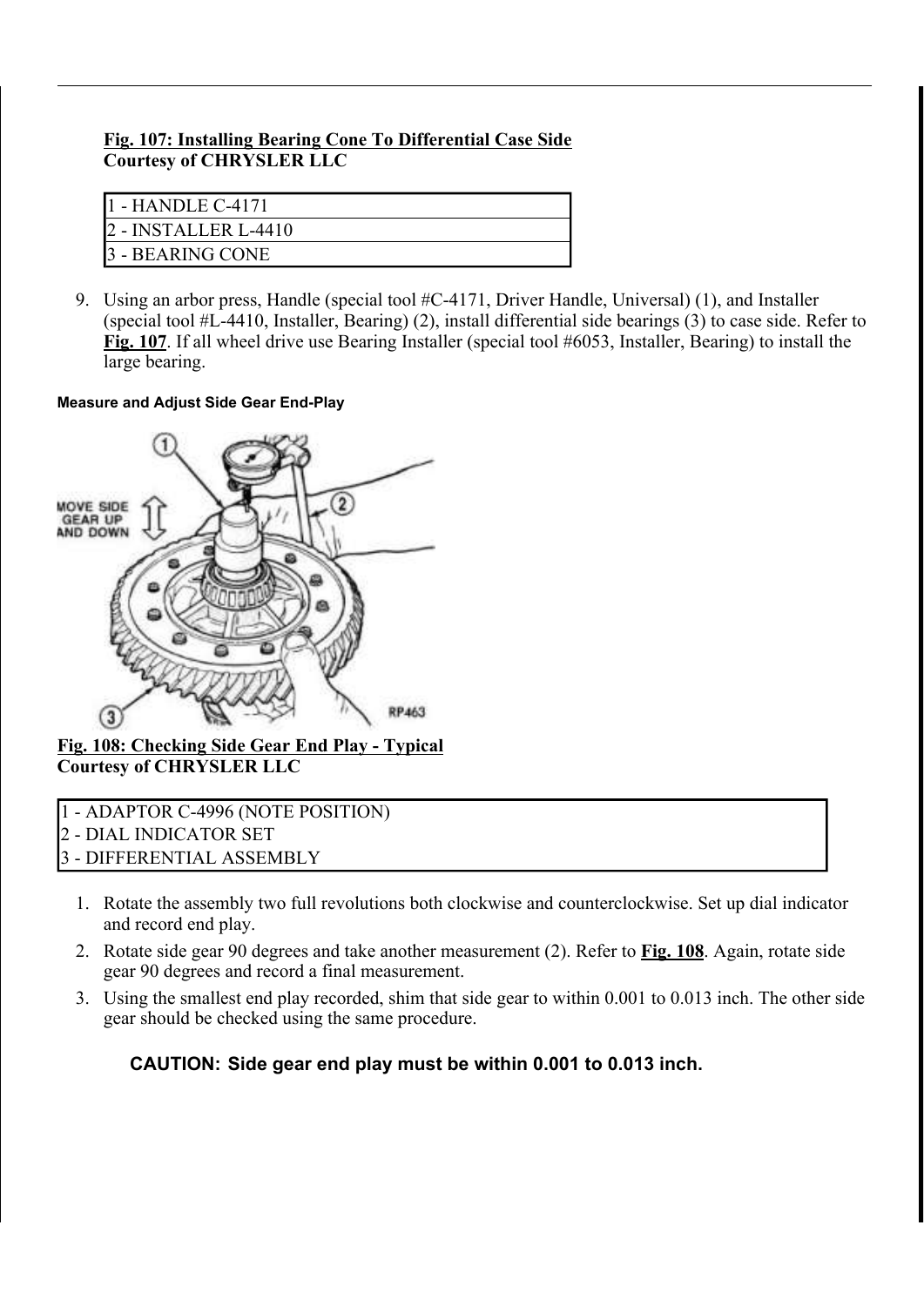**Fig. 107: Installing Bearing Cone To Differential Case Side**
**Courtesy of CHRYSLER LLC**

| |
|---|
| 1 - HANDLE C-4171 |
| 2 - INSTALLER L-4410 |
| 3 - BEARING CONE |

9. Using an arbor press, Handle (special tool #C-4171, Driver Handle, Universal) (1), and Installer (special tool #L-4410, Installer, Bearing) (2), install differential side bearings (3) to case side. Refer to **Fig. 107**. If all wheel drive use Bearing Installer (special tool #6053, Installer, Bearing) to install the large bearing.

#### Measure and Adjust Side Gear End-Play

MOVE SIDE GEAR UP AND DOWN

RP463

**Fig. 108: Checking Side Gear End Play - Typical**
**Courtesy of CHRYSLER LLC**

| |
|---|
| 1 - ADAPTOR C-4996 (NOTE POSITION) |
| 2 - DIAL INDICATOR SET |
| 3 - DIFFERENTIAL ASSEMBLY |

1. Rotate the assembly two full revolutions both clockwise and counterclockwise. Set up dial indicator and record end play.
2. Rotate side gear 90 degrees and take another measurement (2). Refer to **Fig. 108**. Again, rotate side gear 90 degrees and record a final measurement.
3. Using the smallest end play recorded, shim that side gear to within 0.001 to 0.013 inch. The other side gear should be checked using the same procedure.

**CAUTION: Side gear end play must be within 0.001 to 0.013 inch.**